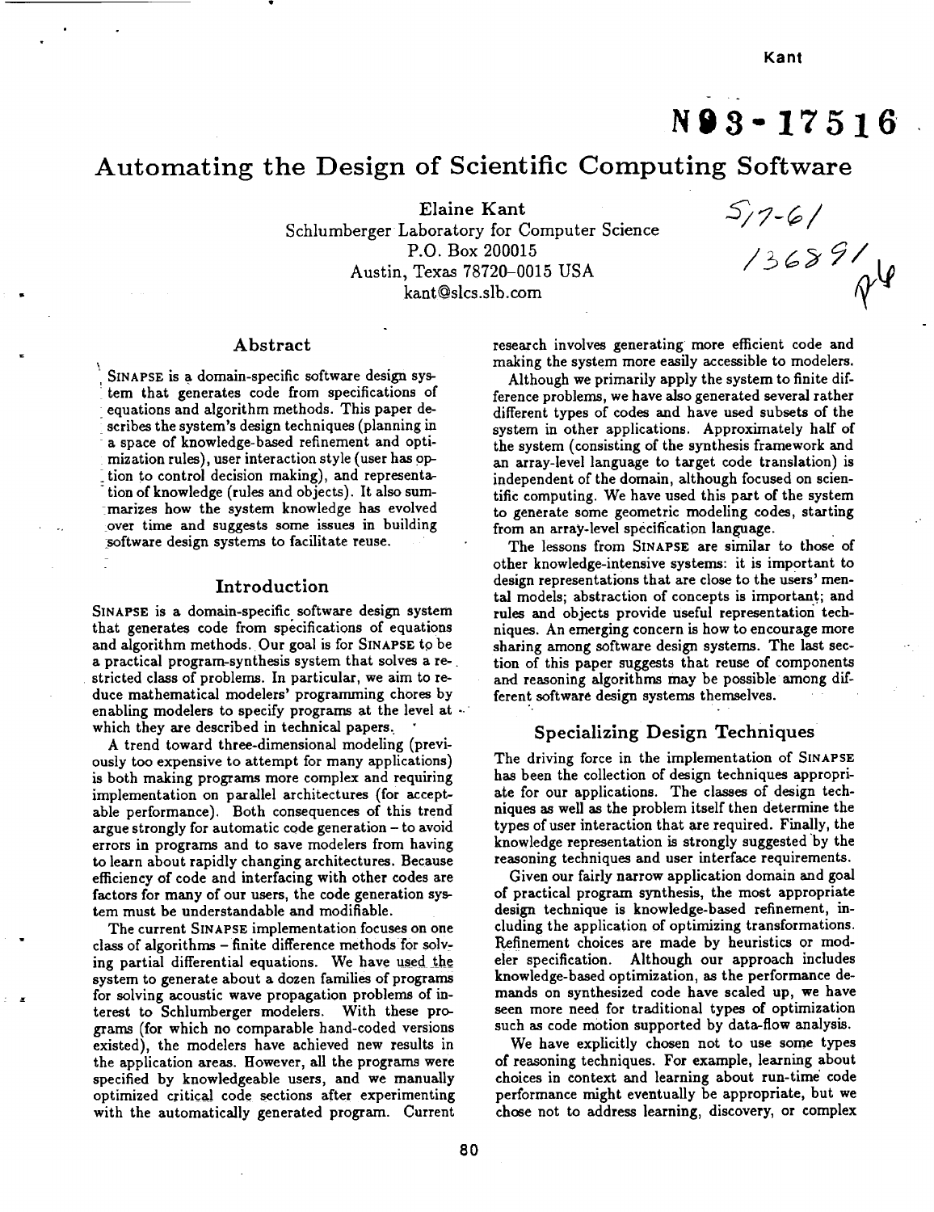# Automating the Design of Scientific Computing Software

Elaine Kant
Schlumberger Laboratory for Computer Science
P.O. Box 200015
Austin, Texas 78720-0015 USA
kant@slcs.slb.com

## Abstract

SINAPSE is a domain-specific software design system that generates code from specifications of equations and algorithm methods. This paper describes the system's design techniques (planning in a space of knowledge-based refinement and optimization rules), user interaction style (user has option to control decision making), and representation of knowledge (rules and objects). It also summarizes how the system knowledge has evolved over time and suggests some issues in building software design systems to facilitate reuse.

## Introduction

SINAPSE is a domain-specific software design system that generates code from specifications of equations and algorithm methods. Our goal is for SINAPSE to be a practical program-synthesis system that solves a restricted class of problems. In particular, we aim to reduce mathematical modelers' programming chores by enabling modelers to specify programs at the level at which they are described in technical papers.

A trend toward three-dimensional modeling (previously too expensive to attempt for many applications) is both making programs more complex and requiring implementation on parallel architectures (for acceptable performance). Both consequences of this trend argue strongly for automatic code generation – to avoid errors in programs and to save modelers from having to learn about rapidly changing architectures. Because efficiency of code and interfacing with other codes are factors for many of our users, the code generation system must be understandable and modifiable.

The current SINAPSE implementation focuses on one class of algorithms – finite difference methods for solving partial differential equations. We have used the system to generate about a dozen families of programs for solving acoustic wave propagation problems of interest to Schlumberger modelers. With these programs (for which no comparable hand-coded versions existed), the modelers have achieved new results in the application areas. However, all the programs were specified by knowledgeable users, and we manually optimized critical code sections after experimenting with the automatically generated program. Current research involves generating more efficient code and making the system more easily accessible to modelers.

Although we primarily apply the system to finite difference problems, we have also generated several rather different types of codes and have used subsets of the system in other applications. Approximately half of the system (consisting of the synthesis framework and an array-level language to target code translation) is independent of the domain, although focused on scientific computing. We have used this part of the system to generate some geometric modeling codes, starting from an array-level specification language.

The lessons from SINAPSE are similar to those of other knowledge-intensive systems: it is important to design representations that are close to the users' mental models; abstraction of concepts is important; and rules and objects provide useful representation techniques. An emerging concern is how to encourage more sharing among software design systems. The last section of this paper suggests that reuse of components and reasoning algorithms may be possible among different software design systems themselves.

## Specializing Design Techniques

The driving force in the implementation of SINAPSE has been the collection of design techniques appropriate for our applications. The classes of design techniques as well as the problem itself then determine the types of user interaction that are required. Finally, the knowledge representation is strongly suggested by the reasoning techniques and user interface requirements.

Given our fairly narrow application domain and goal of practical program synthesis, the most appropriate design technique is knowledge-based refinement, including the application of optimizing transformations. Refinement choices are made by heuristics or modeler specification. Although our approach includes knowledge-based optimization, as the performance demands on synthesized code have scaled up, we have seen more need for traditional types of optimization such as code motion supported by data-flow analysis.

We have explicitly chosen not to use some types of reasoning techniques. For example, learning about choices in context and learning about run-time code performance might eventually be appropriate, but we chose not to address learning, discovery, or complex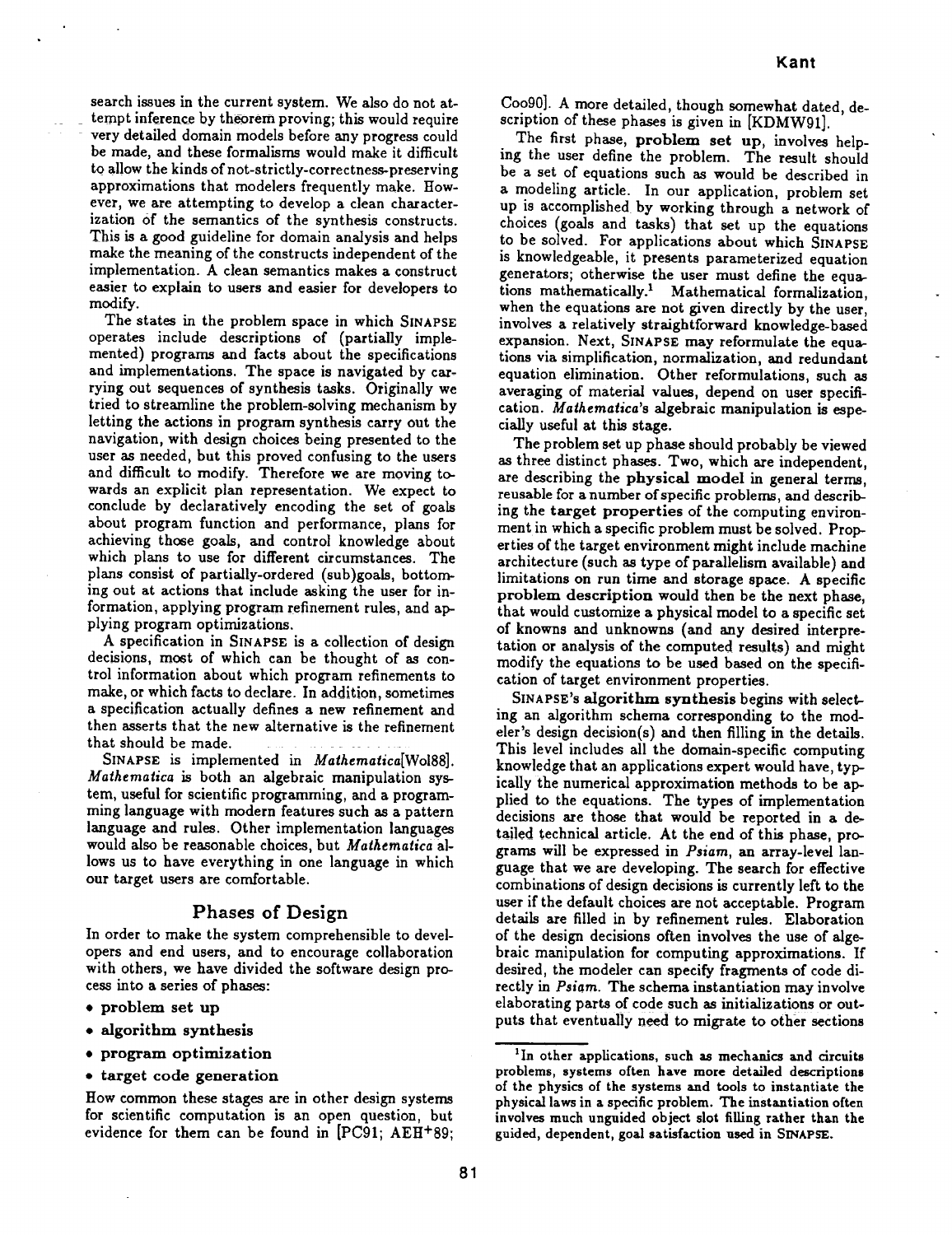search issues in the current system. We also do not attempt inference by theorem proving; this would require very detailed domain models before any progress could be made, and these formalisms would make it difficult to allow the kinds of not-strictly-correctness-preserving approximations that modelers frequently make. However, we are attempting to develop a clean characterization of the semantics of the synthesis constructs. This is a good guideline for domain analysis and helps make the meaning of the constructs independent of the implementation. A clean semantics makes a construct easier to explain to users and easier for developers to modify.

The states in the problem space in which SINAPSE operates include descriptions of (partially implemented) programs and facts about the specifications and implementations. The space is navigated by carrying out sequences of synthesis tasks. Originally we tried to streamline the problem-solving mechanism by letting the actions in program synthesis carry out the navigation, with design choices being presented to the user as needed, but this proved confusing to the users and difficult to modify. Therefore we are moving towards an explicit plan representation. We expect to conclude by declaratively encoding the set of goals about program function and performance, plans for achieving those goals, and control knowledge about which plans to use for different circumstances. The plans consist of partially-ordered (sub)goals, bottoming out at actions that include asking the user for information, applying program refinement rules, and applying program optimizations.

A specification in SINAPSE is a collection of design decisions, most of which can be thought of as control information about which program refinements to make, or which facts to declare. In addition, sometimes a specification actually defines a new refinement and then asserts that the new alternative is the refinement that should be made.

SINAPSE is implemented in *Mathematica*[Wol88]. *Mathematica* is both an algebraic manipulation system, useful for scientific programming, and a programming language with modern features such as a pattern language and rules. Other implementation languages would also be reasonable choices, but *Mathematica* allows us to have everything in one language in which our target users are comfortable.

## Phases of Design

In order to make the system comprehensible to developers and end users, and to encourage collaboration with others, we have divided the software design process into a series of phases:

- **problem set up**
- **algorithm synthesis**
- **program optimization**
- **target code generation**

How common these stages are in other design systems for scientific computation is an open question, but evidence for them can be found in [PC91; AEH+89; Coo90]. A more detailed, though somewhat dated, description of these phases is given in [KDMW91].

The first phase, **problem set up**, involves helping the user define the problem. The result should be a set of equations such as would be described in a modeling article. In our application, problem set up is accomplished by working through a network of choices (goals and tasks) that set up the equations to be solved. For applications about which SINAPSE is knowledgeable, it presents parameterized equation generators; otherwise the user must define the equations mathematically.[1] Mathematical formalization, when the equations are not given directly by the user, involves a relatively straightforward knowledge-based expansion. Next, SINAPSE may reformulate the equations via simplification, normalization, and redundant equation elimination. Other reformulations, such as averaging of material values, depend on user specification. *Mathematica*'s algebraic manipulation is especially useful at this stage.

The problem set up phase should probably be viewed as three distinct phases. Two, which are independent, are describing the **physical model** in general terms, reusable for a number of specific problems, and describing the **target properties** of the computing environment in which a specific problem must be solved. Properties of the target environment might include machine architecture (such as type of parallelism available) and limitations on run time and storage space. A specific **problem description** would then be the next phase, that would customize a physical model to a specific set of knowns and unknowns (and any desired interpretation or analysis of the computed results) and might modify the equations to be used based on the specification of target environment properties.

SINAPSE's **algorithm synthesis** begins with selecting an algorithm schema corresponding to the modeler's design decision(s) and then filling in the details. This level includes all the domain-specific computing knowledge that an applications expert would have, typically the numerical approximation methods to be applied to the equations. The types of implementation decisions are those that would be reported in a detailed technical article. At the end of this phase, programs will be expressed in *Psiam*, an array-level language that we are developing. The search for effective combinations of design decisions is currently left to the user if the default choices are not acceptable. Program details are filled in by refinement rules. Elaboration of the design decisions often involves the use of algebraic manipulation for computing approximations. If desired, the modeler can specify fragments of code directly in *Psiam*. The schema instantiation may involve elaborating parts of code such as initializations or outputs that eventually need to migrate to other sections

[1] In other applications, such as mechanics and circuits problems, systems often have more detailed descriptions of the physics of the systems and tools to instantiate the physical laws in a specific problem. The instantiation often involves much unguided object slot filling rather than the guided, dependent, goal satisfaction used in SINAPSE.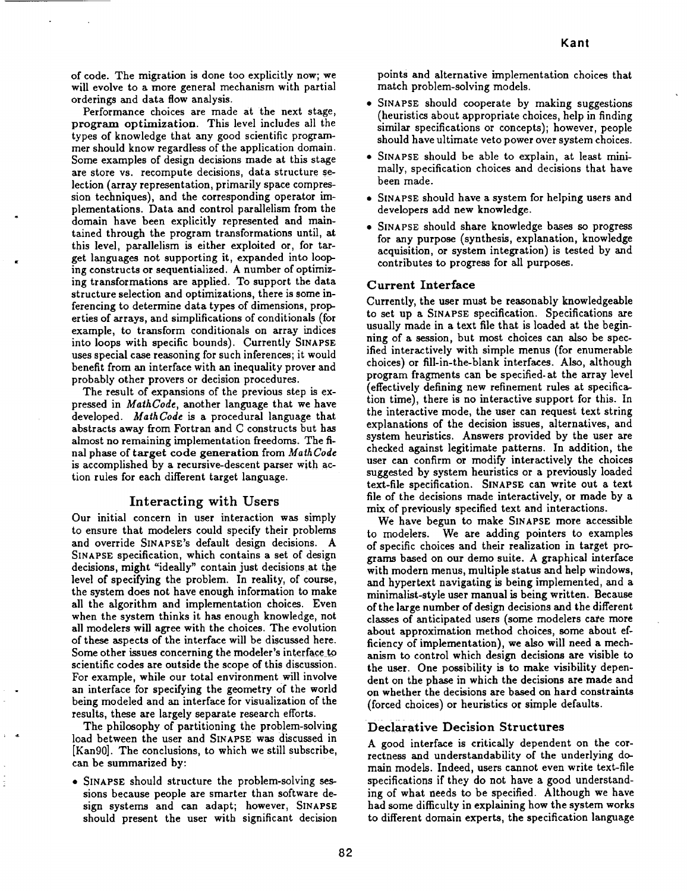of code. The migration is done too explicitly now; we will evolve to a more general mechanism with partial orderings and data flow analysis.

Performance choices are made at the next stage, **program optimization**. This level includes all the types of knowledge that any good scientific programmer should know regardless of the application domain. Some examples of design decisions made at this stage are store vs. recompute decisions, data structure selection (array representation, primarily space compression techniques), and the corresponding operator implementations. Data and control parallelism from the domain have been explicitly represented and maintained through the program transformations until, at this level, parallelism is either exploited or, for target languages not supporting it, expanded into looping constructs or sequentialized. A number of optimizing transformations are applied. To support the data structure selection and optimizations, there is some inferencing to determine data types of dimensions, properties of arrays, and simplifications of conditionals (for example, to transform conditionals on array indices into loops with specific bounds). Currently SINAPSE uses special case reasoning for such inferences; it would benefit from an interface with an inequality prover and probably other provers or decision procedures.

The result of expansions of the previous step is expressed in *MathCode*, another language that we have developed. *MathCode* is a procedural language that abstracts away from Fortran and C constructs but has almost no remaining implementation freedoms. The final phase of **target code generation** from *MathCode* is accomplished by a recursive-descent parser with action rules for each different target language.

## Interacting with Users

Our initial concern in user interaction was simply to ensure that modelers could specify their problems and override SINAPSE's default design decisions. A SINAPSE specification, which contains a set of design decisions, might "ideally" contain just decisions at the level of specifying the problem. In reality, of course, the system does not have enough information to make all the algorithm and implementation choices. Even when the system thinks it has enough knowledge, not all modelers will agree with the choices. The evolution of these aspects of the interface will be discussed here. Some other issues concerning the modeler's interface to scientific codes are outside the scope of this discussion. For example, while our total environment will involve an interface for specifying the geometry of the world being modeled and an interface for visualization of the results, these are largely separate research efforts.

The philosophy of partitioning the problem-solving load between the user and SINAPSE was discussed in [Kan90]. The conclusions, to which we still subscribe, can be summarized by:

- SINAPSE should structure the problem-solving sessions because people are smarter than software design systems and can adapt; however, SINAPSE should present the user with significant decision points and alternative implementation choices that match problem-solving models.
- SINAPSE should cooperate by making suggestions (heuristics about appropriate choices, help in finding similar specifications or concepts); however, people should have ultimate veto power over system choices.
- SINAPSE should be able to explain, at least minimally, specification choices and decisions that have been made.
- SINAPSE should have a system for helping users and developers add new knowledge.
- SINAPSE should share knowledge bases so progress for any purpose (synthesis, explanation, knowledge acquisition, or system integration) is tested by and contributes to progress for all purposes.

### Current Interface

Currently, the user must be reasonably knowledgeable to set up a SINAPSE specification. Specifications are usually made in a text file that is loaded at the beginning of a session, but most choices can also be specified interactively with simple menus (for enumerable choices) or fill-in-the-blank interfaces. Also, although program fragments can be specified at the array level (effectively defining new refinement rules at specification time), there is no interactive support for this. In the interactive mode, the user can request text string explanations of the decision issues, alternatives, and system heuristics. Answers provided by the user are checked against legitimate patterns. In addition, the user can confirm or modify interactively the choices suggested by system heuristics or a previously loaded text-file specification. SINAPSE can write out a text file of the decisions made interactively, or made by a mix of previously specified text and interactions.

We have begun to make SINAPSE more accessible to modelers. We are adding pointers to examples of specific choices and their realization in target programs based on our demo suite. A graphical interface with modern menus, multiple status and help windows, and hypertext navigating is being implemented, and a minimalist-style user manual is being written. Because of the large number of design decisions and the different classes of anticipated users (some modelers care more about approximation method choices, some about efficiency of implementation), we also will need a mechanism to control which design decisions are visible to the user. One possibility is to make visibility dependent on the phase in which the decisions are made and on whether the decisions are based on hard constraints (forced choices) or heuristics or simple defaults.

### Declarative Decision Structures

A good interface is critically dependent on the correctness and understandability of the underlying domain models. Indeed, users cannot even write text-file specifications if they do not have a good understanding of what needs to be specified. Although we have had some difficulty in explaining how the system works to different domain experts, the specification language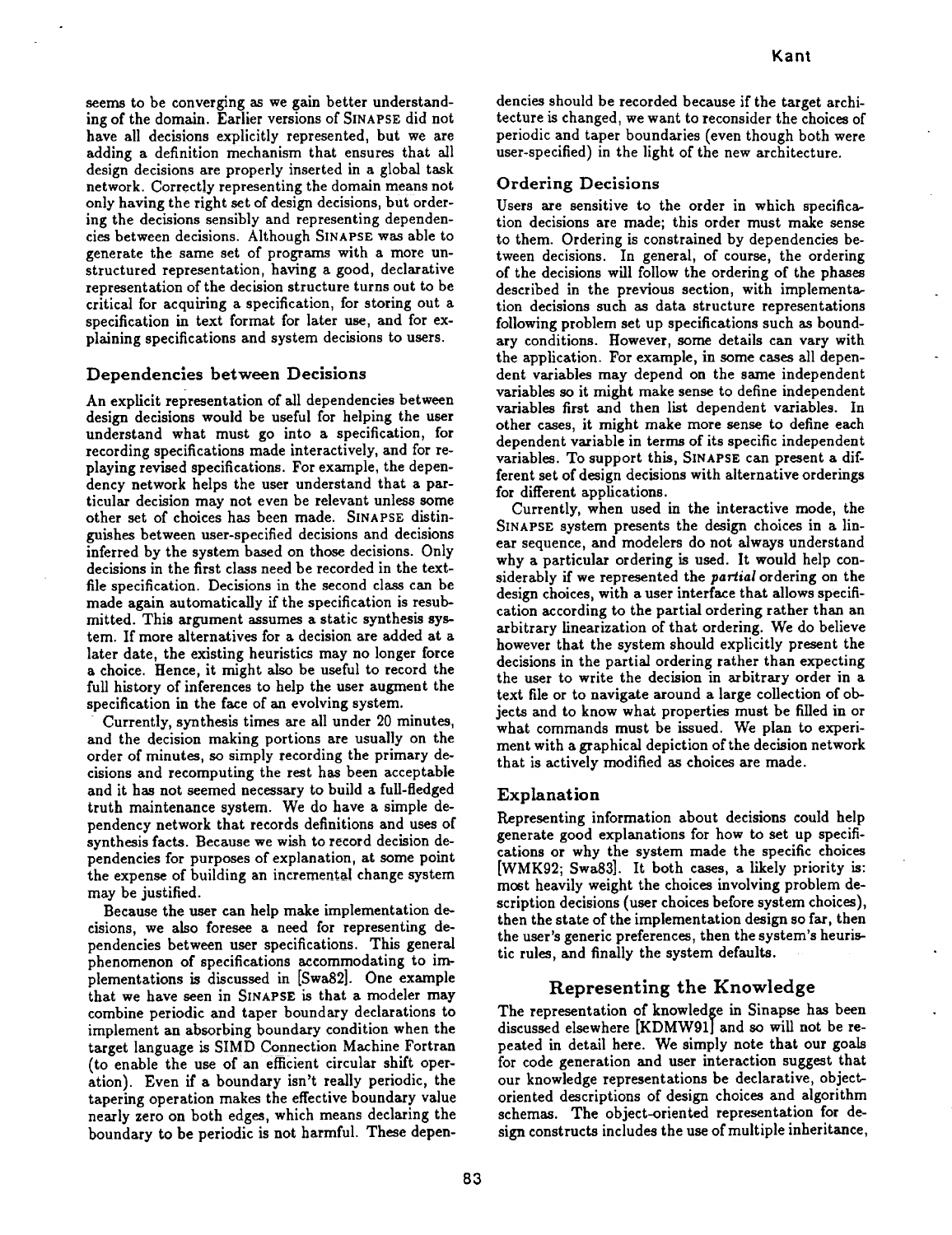seems to be converging as we gain better understanding of the domain. Earlier versions of SINAPSE did not have all decisions explicitly represented, but we are adding a definition mechanism that ensures that all design decisions are properly inserted in a global task network. Correctly representing the domain means not only having the right set of design decisions, but ordering the decisions sensibly and representing dependencies between decisions. Although SINAPSE was able to generate the same set of programs with a more unstructured representation, having a good, declarative representation of the decision structure turns out to be critical for acquiring a specification, for storing out a specification in text format for later use, and for explaining specifications and system decisions to users.

### Dependencies between Decisions

An explicit representation of all dependencies between design decisions would be useful for helping the user understand what must go into a specification, for recording specifications made interactively, and for replaying revised specifications. For example, the dependency network helps the user understand that a particular decision may not even be relevant unless some other set of choices has been made. SINAPSE distinguishes between user-specified decisions and decisions inferred by the system based on those decisions. Only decisions in the first class need be recorded in the text-file specification. Decisions in the second class can be made again automatically if the specification is resubmitted. This argument assumes a static synthesis system. If more alternatives for a decision are added at a later date, the existing heuristics may no longer force a choice. Hence, it might also be useful to record the full history of inferences to help the user augment the specification in the face of an evolving system.

Currently, synthesis times are all under 20 minutes, and the decision making portions are usually on the order of minutes, so simply recording the primary decisions and recomputing the rest has been acceptable and it has not seemed necessary to build a full-fledged truth maintenance system. We do have a simple dependency network that records definitions and uses of synthesis facts. Because we wish to record decision dependencies for purposes of explanation, at some point the expense of building an incremental change system may be justified.

Because the user can help make implementation decisions, we also foresee a need for representing dependencies between user specifications. This general phenomenon of specifications accommodating to implementations is discussed in [Swa82]. One example that we have seen in SINAPSE is that a modeler may combine periodic and taper boundary declarations to implement an absorbing boundary condition when the target language is SIMD Connection Machine Fortran (to enable the use of an efficient circular shift operation). Even if a boundary isn't really periodic, the tapering operation makes the effective boundary value nearly zero on both edges, which means declaring the boundary to be periodic is not harmful. These dependencies should be recorded because if the target architecture is changed, we want to reconsider the choices of periodic and taper boundaries (even though both were user-specified) in the light of the new architecture.

### Ordering Decisions

Users are sensitive to the order in which specification decisions are made; this order must make sense to them. Ordering is constrained by dependencies between decisions. In general, of course, the ordering of the decisions will follow the ordering of the phases described in the previous section, with implementation decisions such as data structure representations following problem set up specifications such as boundary conditions. However, some details can vary with the application. For example, in some cases all dependent variables may depend on the same independent variables so it might make sense to define independent variables first and then list dependent variables. In other cases, it might make more sense to define each dependent variable in terms of its specific independent variables. To support this, SINAPSE can present a different set of design decisions with alternative orderings for different applications.

Currently, when used in the interactive mode, the SINAPSE system presents the design choices in a linear sequence, and modelers do not always understand why a particular ordering is used. It would help considerably if we represented the *partial* ordering on the design choices, with a user interface that allows specification according to the partial ordering rather than an arbitrary linearization of that ordering. We do believe however that the system should explicitly present the decisions in the partial ordering rather than expecting the user to write the decision in arbitrary order in a text file or to navigate around a large collection of objects and to know what properties must be filled in or what commands must be issued. We plan to experiment with a graphical depiction of the decision network that is actively modified as choices are made.

### Explanation

Representing information about decisions could help generate good explanations for how to set up specifications or why the system made the specific choices [WMK92; Swa83]. It both cases, a likely priority is: most heavily weight the choices involving problem description decisions (user choices before system choices), then the state of the implementation design so far, then the user's generic preferences, then the system's heuristic rules, and finally the system defaults.

## Representing the Knowledge

The representation of knowledge in Sinapse has been discussed elsewhere [KDMW91] and so will not be repeated in detail here. We simply note that our goals for code generation and user interaction suggest that our knowledge representations be declarative, object-oriented descriptions of design choices and algorithm schemas. The object-oriented representation for design constructs includes the use of multiple inheritance,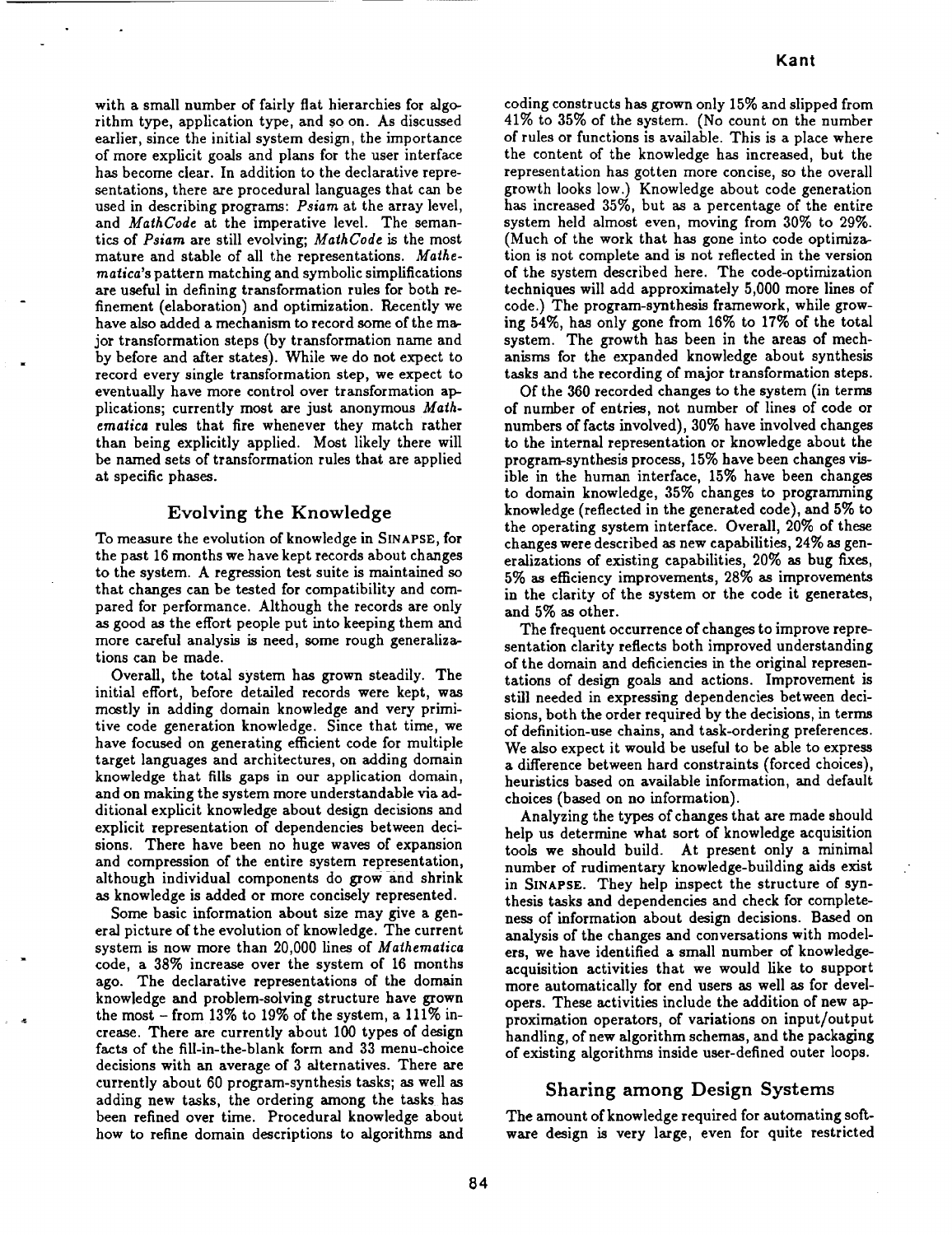with a small number of fairly flat hierarchies for algorithm type, application type, and so on. As discussed earlier, since the initial system design, the importance of more explicit goals and plans for the user interface has become clear. In addition to the declarative representations, there are procedural languages that can be used in describing programs: *Psiam* at the array level, and *MathCode* at the imperative level. The semantics of *Psiam* are still evolving; *MathCode* is the most mature and stable of all the representations. *Mathematica*'s pattern matching and symbolic simplifications are useful in defining transformation rules for both refinement (elaboration) and optimization. Recently we have also added a mechanism to record some of the major transformation steps (by transformation name and by before and after states). While we do not expect to record every single transformation step, we expect to eventually have more control over transformation applications; currently most are just anonymous *Mathematica* rules that fire whenever they match rather than being explicitly applied. Most likely there will be named sets of transformation rules that are applied at specific phases.

## Evolving the Knowledge

To measure the evolution of knowledge in SINAPSE, for the past 16 months we have kept records about changes to the system. A regression test suite is maintained so that changes can be tested for compatibility and compared for performance. Although the records are only as good as the effort people put into keeping them and more careful analysis is need, some rough generalizations can be made.

Overall, the total system has grown steadily. The initial effort, before detailed records were kept, was mostly in adding domain knowledge and very primitive code generation knowledge. Since that time, we have focused on generating efficient code for multiple target languages and architectures, on adding domain knowledge that fills gaps in our application domain, and on making the system more understandable via additional explicit knowledge about design decisions and explicit representation of dependencies between decisions. There have been no huge waves of expansion and compression of the entire system representation, although individual components do grow and shrink as knowledge is added or more concisely represented.

Some basic information about size may give a general picture of the evolution of knowledge. The current system is now more than 20,000 lines of *Mathematica* code, a 38% increase over the system of 16 months ago. The declarative representations of the domain knowledge and problem-solving structure have grown the most – from 13% to 19% of the system, a 111% increase. There are currently about 100 types of design facts of the fill-in-the-blank form and 33 menu-choice decisions with an average of 3 alternatives. There are currently about 60 program-synthesis tasks; as well as adding new tasks, the ordering among the tasks has been refined over time. Procedural knowledge about how to refine domain descriptions to algorithms and coding constructs has grown only 15% and slipped from 41% to 35% of the system. (No count on the number of rules or functions is available. This is a place where the content of the knowledge has increased, but the representation has gotten more concise, so the overall growth looks low.) Knowledge about code generation has increased 35%, but as a percentage of the entire system held almost even, moving from 30% to 29%. (Much of the work that has gone into code optimization is not complete and is not reflected in the version of the system described here. The code-optimization techniques will add approximately 5,000 more lines of code.) The program-synthesis framework, while growing 54%, has only gone from 16% to 17% of the total system. The growth has been in the areas of mechanisms for the expanded knowledge about synthesis tasks and the recording of major transformation steps.

Of the 360 recorded changes to the system (in terms of number of entries, not number of lines of code or numbers of facts involved), 30% have involved changes to the internal representation or knowledge about the program-synthesis process, 15% have been changes visible in the human interface, 15% have been changes to domain knowledge, 35% changes to programming knowledge (reflected in the generated code), and 5% to the operating system interface. Overall, 20% of these changes were described as new capabilities, 24% as generalizations of existing capabilities, 20% as bug fixes, 5% as efficiency improvements, 28% as improvements in the clarity of the system or the code it generates, and 5% as other.

The frequent occurrence of changes to improve representation clarity reflects both improved understanding of the domain and deficiencies in the original representations of design goals and actions. Improvement is still needed in expressing dependencies between decisions, both the order required by the decisions, in terms of definition-use chains, and task-ordering preferences. We also expect it would be useful to be able to express a difference between hard constraints (forced choices), heuristics based on available information, and default choices (based on no information).

Analyzing the types of changes that are made should help us determine what sort of knowledge acquisition tools we should build. At present only a minimal number of rudimentary knowledge-building aids exist in SINAPSE. They help inspect the structure of synthesis tasks and dependencies and check for completeness of information about design decisions. Based on analysis of the changes and conversations with modelers, we have identified a small number of knowledge-acquisition activities that we would like to support more automatically for end users as well as for developers. These activities include the addition of new approximation operators, of variations on input/output handling, of new algorithm schemas, and the packaging of existing algorithms inside user-defined outer loops.

## Sharing among Design Systems

The amount of knowledge required for automating software design is very large, even for quite restricted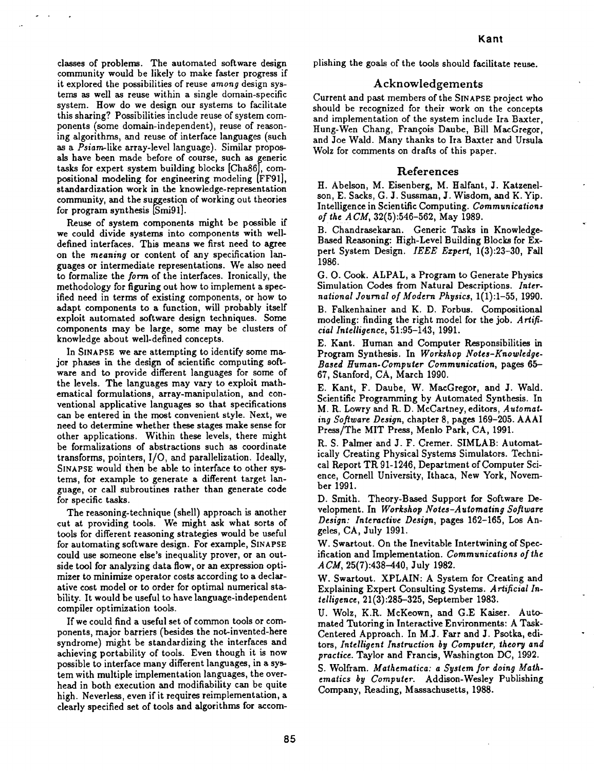classes of problems. The automated software design community would be likely to make faster progress if it explored the possibilities of reuse *among* design systems as well as reuse within a single domain-specific system. How do we design our systems to facilitate this sharing? Possibilities include reuse of system components (some domain-independent), reuse of reasoning algorithms, and reuse of interface languages (such as a *Psiam*-like array-level language). Similar proposals have been made before of course, such as generic tasks for expert system building blocks [Cha86], compositional modeling for engineering modeling [FF91], standardization work in the knowledge-representation community, and the suggestion of working out theories for program synthesis [Smi91].

Reuse of system components might be possible if we could divide systems into components with well-defined interfaces. This means we first need to agree on the *meaning* or content of any specification languages or intermediate representations. We also need to formalize the *form* of the interfaces. Ironically, the methodology for figuring out how to implement a specified need in terms of existing components, or how to adapt components to a function, will probably itself exploit automated software design techniques. Some components may be large, some may be clusters of knowledge about well-defined concepts.

In SINAPSE we are attempting to identify some major phases in the design of scientific computing software and to provide different languages for some of the levels. The languages may vary to exploit mathematical formulations, array-manipulation, and conventional applicative languages so that specifications can be entered in the most convenient style. Next, we need to determine whether these stages make sense for other applications. Within these levels, there might be formalizations of abstractions such as coordinate transforms, pointers, I/O, and parallelization. Ideally, SINAPSE would then be able to interface to other systems, for example to generate a different target language, or call subroutines rather than generate code for specific tasks.

The reasoning-technique (shell) approach is another cut at providing tools. We might ask what sorts of tools for different reasoning strategies would be useful for automating software design. For example, SINAPSE could use someone else's inequality prover, or an outside tool for analyzing data flow, or an expression optimizer to minimize operator costs according to a declarative cost model or to order for optimal numerical stability. It would be useful to have language-independent compiler optimization tools.

If we could find a useful set of common tools or components, major barriers (besides the not-invented-here syndrome) might be standardizing the interfaces and achieving portability of tools. Even though it is now possible to interface many different languages, in a system with multiple implementation languages, the overhead in both execution and modifiability can be quite high. Neverless, even if it requires reimplementation, a clearly specified set of tools and algorithms for accomplishing the goals of the tools should facilitate reuse.

## Acknowledgements

Current and past members of the SINAPSE project who should be recognized for their work on the concepts and implementation of the system include Ira Baxter, Hung-Wen Chang, François Daube, Bill MacGregor, and Joe Wald. Many thanks to Ira Baxter and Ursula Wolz for comments on drafts of this paper.

## References

H. Abelson, M. Eisenberg, M. Halfant, J. Katzenelson, E. Sacks, G. J. Sussman, J. Wisdom, and K. Yip. Intelligence in Scientific Computing. *Communications of the ACM*, 32(5):546–562, May 1989.

B. Chandrasekaran. Generic Tasks in Knowledge-Based Reasoning: High-Level Building Blocks for Expert System Design. *IEEE Expert*, 1(3):23–30, Fall 1986.

G. O. Cook. ALPAL, a Program to Generate Physics Simulation Codes from Natural Descriptions. *International Journal of Modern Physics*, 1(1):1–55, 1990.

B. Falkenhainer and K. D. Forbus. Compositional modeling: finding the right model for the job. *Artificial Intelligence*, 51:95–143, 1991.

E. Kant. Human and Computer Responsibilities in Program Synthesis. In *Workshop Notes–Knowledge-Based Human-Computer Communication*, pages 65–67, Stanford, CA, March 1990.

E. Kant, F. Daube, W. MacGregor, and J. Wald. Scientific Programming by Automated Synthesis. In M. R. Lowry and R. D. McCartney, editors, *Automating Software Design*, chapter 8, pages 169–205. AAAI Press/The MIT Press, Menlo Park, CA, 1991.

R. S. Palmer and J. F. Cremer. SIMLAB: Automatically Creating Physical Systems Simulators. Technical Report TR 91-1246, Department of Computer Science, Cornell University, Ithaca, New York, November 1991.

D. Smith. Theory-Based Support for Software Development. In *Workshop Notes–Automating Software Design: Interactive Design*, pages 162–165, Los Angeles, CA, July 1991.

W. Swartout. On the Inevitable Intertwining of Specification and Implementation. *Communications of the ACM*, 25(7):438–440, July 1982.

W. Swartout. XPLAIN: A System for Creating and Explaining Expert Consulting Systems. *Artificial Intelligence*, 21(3):285–325, September 1983.

U. Wolz, K.R. McKeown, and G.E Kaiser. Automated Tutoring in Interactive Environments: A Task-Centered Approach. In M.J. Farr and J. Psotka, editors, *Intelligent Instruction by Computer, theory and practice*. Taylor and Francis, Washington DC, 1992.

S. Wolfram. *Mathematica: a System for doing Mathematics by Computer*. Addison-Wesley Publishing Company, Reading, Massachusetts, 1988.